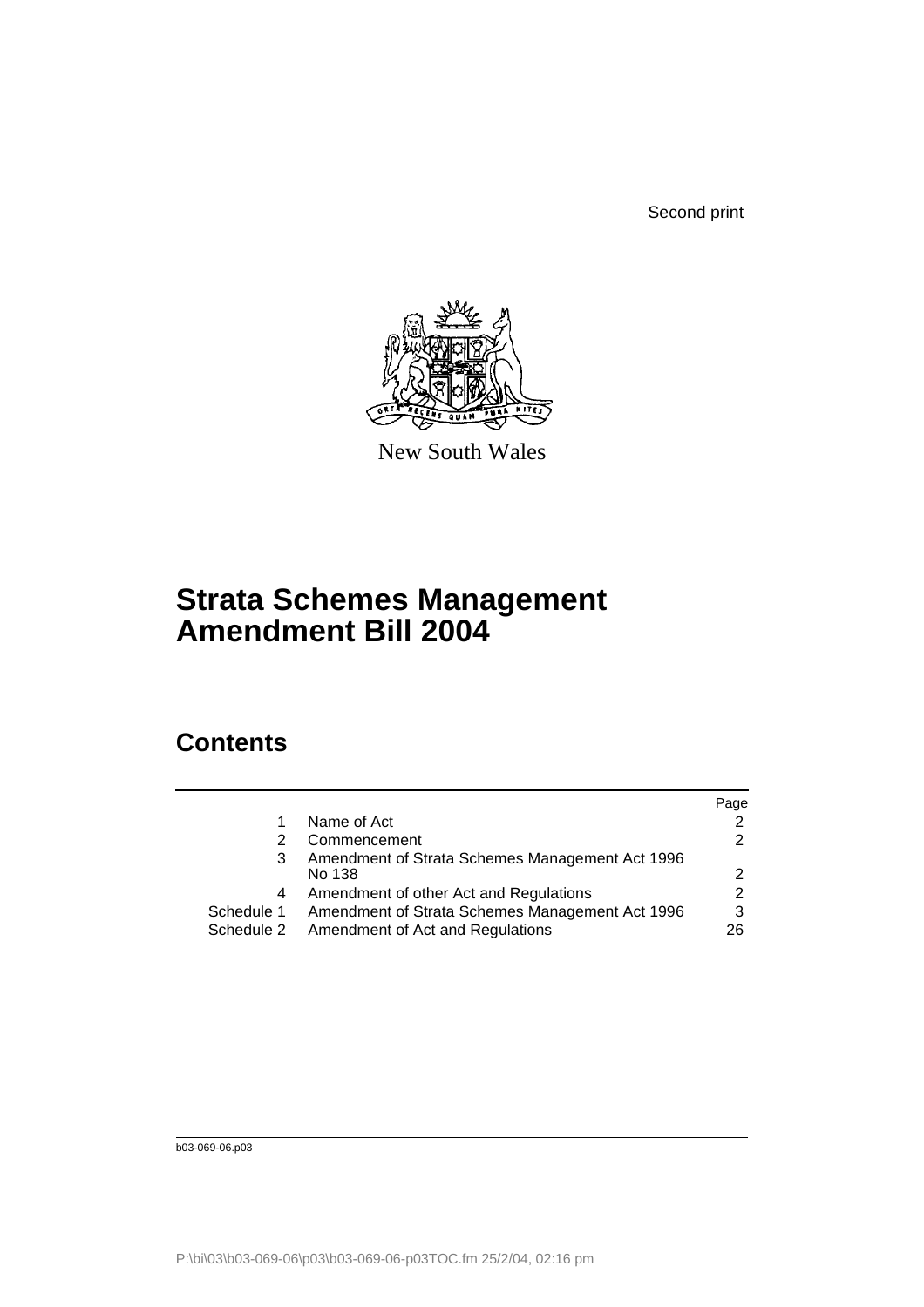Second print

New South Wales

# Strata Schemes Management Amendment Bill 2004

## Contents

| | | Page |
|---|---|---|
| 1 | Name of Act | 2 |
| 2 | Commencement | 2 |
| 3 | Amendment of Strata Schemes Management Act 1996 No 138 | 2 |
| 4 | Amendment of other Act and Regulations | 2 |
| Schedule 1 | Amendment of Strata Schemes Management Act 1996 | 3 |
| Schedule 2 | Amendment of Act and Regulations | 26 |

b03-069-06.p03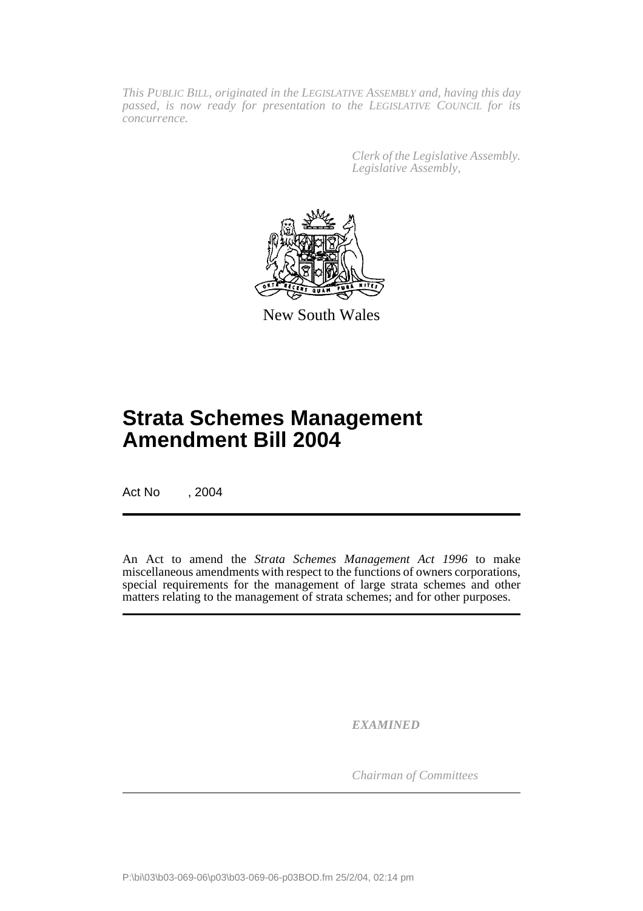*This PUBLIC BILL, originated in the LEGISLATIVE ASSEMBLY and, having this day passed, is now ready for presentation to the LEGISLATIVE COUNCIL for its concurrence.*

*Clerk of the Legislative Assembly.*
*Legislative Assembly,*

New South Wales

# Strata Schemes Management Amendment Bill 2004

Act No , 2004

An Act to amend the *Strata Schemes Management Act 1996* to make miscellaneous amendments with respect to the functions of owners corporations, special requirements for the management of large strata schemes and other matters relating to the management of strata schemes; and for other purposes.

***EXAMINED***

*Chairman of Committees*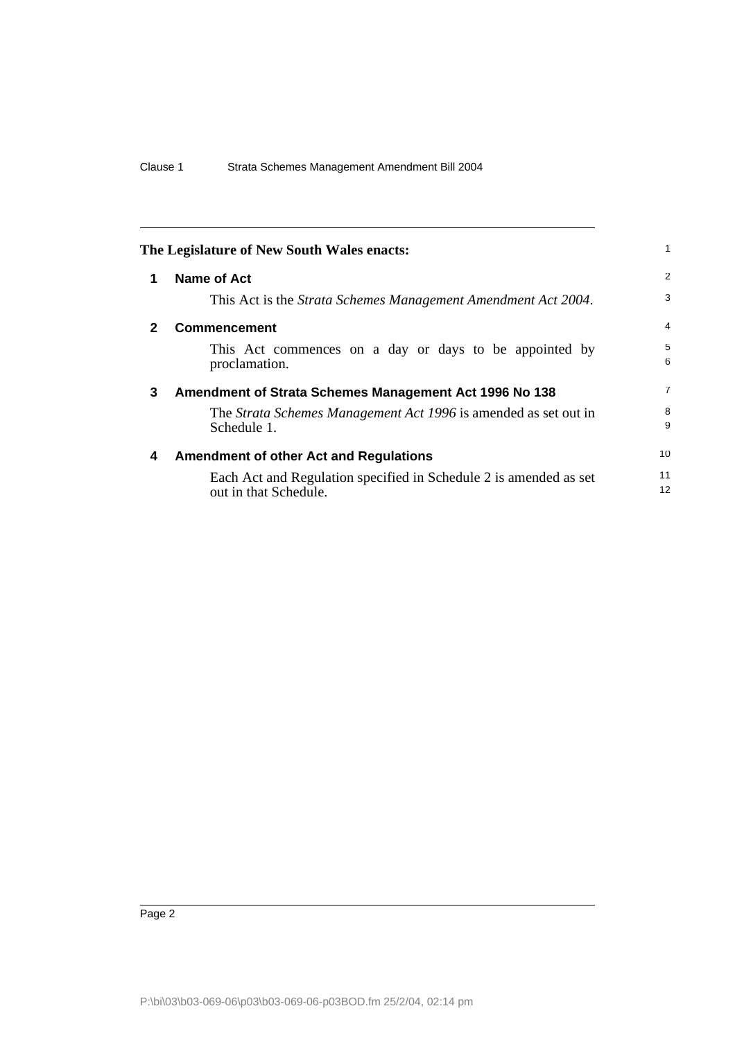**The Legislature of New South Wales enacts:**

## 1 Name of Act

This Act is the *Strata Schemes Management Amendment Act 2004*.

## 2 Commencement

This Act commences on a day or days to be appointed by proclamation.

## 3 Amendment of Strata Schemes Management Act 1996 No 138

The *Strata Schemes Management Act 1996* is amended as set out in Schedule 1.

## 4 Amendment of other Act and Regulations

Each Act and Regulation specified in Schedule 2 is amended as set out in that Schedule.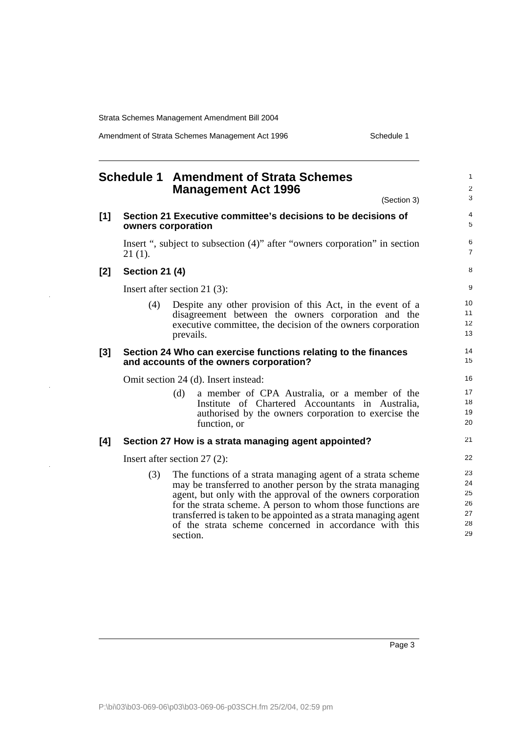# Schedule 1 Amendment of Strata Schemes Management Act 1996

(Section 3)

## [1] Section 21 Executive committee's decisions to be decisions of owners corporation

Insert ", subject to subsection (4)" after "owners corporation" in section 21 (1).

## [2] Section 21 (4)

Insert after section 21 (3):

(4) Despite any other provision of this Act, in the event of a disagreement between the owners corporation and the executive committee, the decision of the owners corporation prevails.

## [3] Section 24 Who can exercise functions relating to the finances and accounts of the owners corporation?

Omit section 24 (d). Insert instead:

(d) a member of CPA Australia, or a member of the Institute of Chartered Accountants in Australia, authorised by the owners corporation to exercise the function, or

## [4] Section 27 How is a strata managing agent appointed?

Insert after section 27 (2):

(3) The functions of a strata managing agent of a strata scheme may be transferred to another person by the strata managing agent, but only with the approval of the owners corporation for the strata scheme. A person to whom those functions are transferred is taken to be appointed as a strata managing agent of the strata scheme concerned in accordance with this section.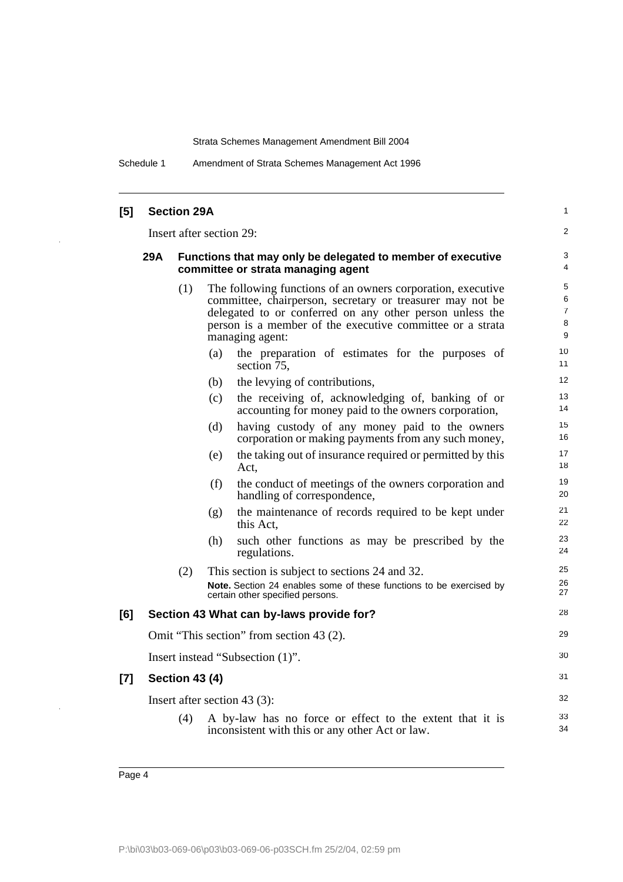## [5] Section 29A

Insert after section 29:

### 29A Functions that may only be delegated to member of executive committee or strata managing agent

(1) The following functions of an owners corporation, executive committee, chairperson, secretary or treasurer may not be delegated to or conferred on any other person unless the person is a member of the executive committee or a strata managing agent:

- (a) the preparation of estimates for the purposes of section 75,
- (b) the levying of contributions,
- (c) the receiving of, acknowledging of, banking of or accounting for money paid to the owners corporation,
- (d) having custody of any money paid to the owners corporation or making payments from any such money,
- (e) the taking out of insurance required or permitted by this Act,
- (f) the conduct of meetings of the owners corporation and handling of correspondence,
- (g) the maintenance of records required to be kept under this Act,
- (h) such other functions as may be prescribed by the regulations.

(2) This section is subject to sections 24 and 32.

**Note.** Section 24 enables some of these functions to be exercised by certain other specified persons.

## [6] Section 43 What can by-laws provide for?

Omit "This section" from section 43 (2).

Insert instead "Subsection (1)".

## [7] Section 43 (4)

Insert after section 43 (3):

(4) A by-law has no force or effect to the extent that it is inconsistent with this or any other Act or law.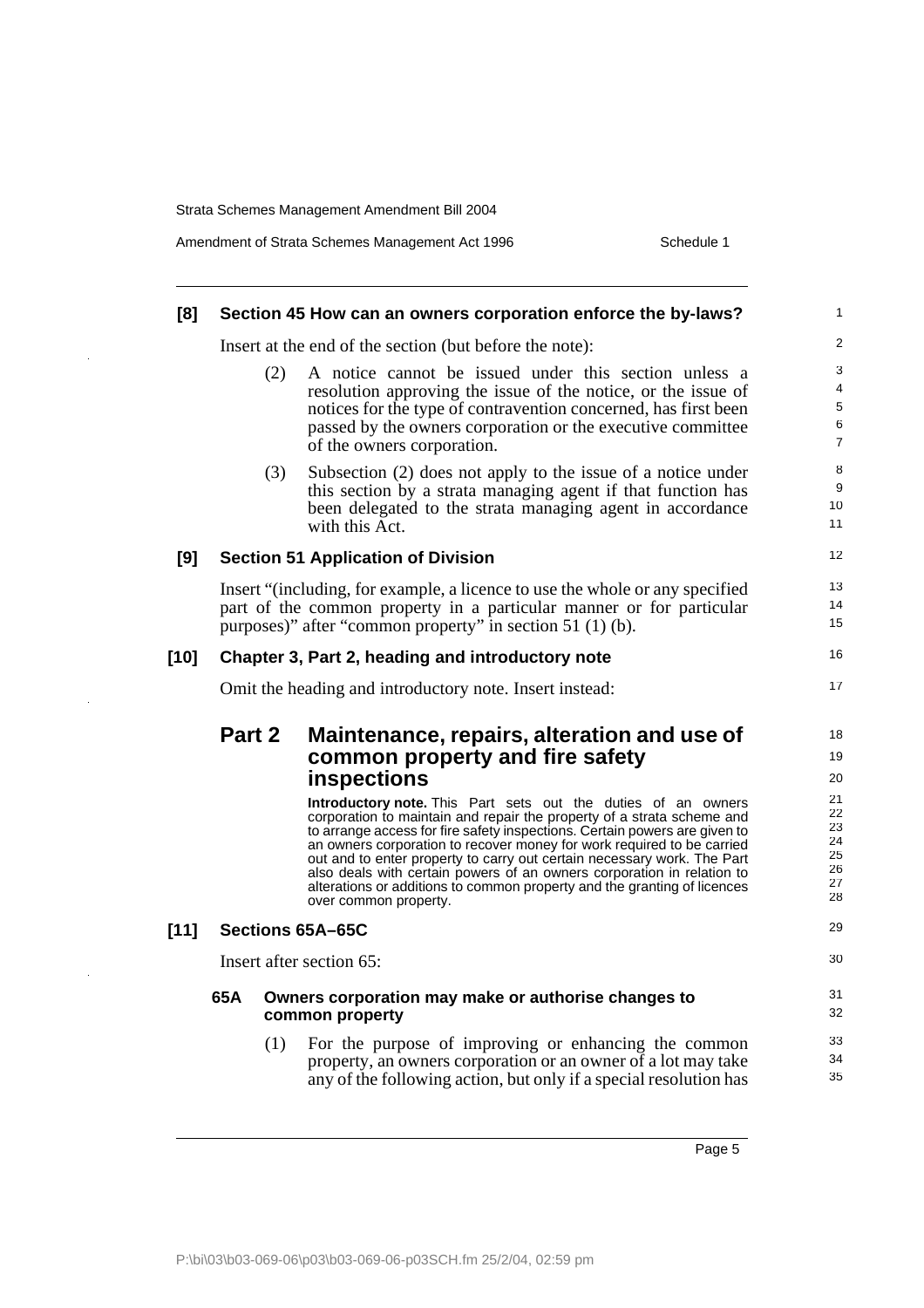**[8] Section 45 How can an owners corporation enforce the by-laws?**

Insert at the end of the section (but before the note):

(2) A notice cannot be issued under this section unless a resolution approving the issue of the notice, or the issue of notices for the type of contravention concerned, has first been passed by the owners corporation or the executive committee of the owners corporation.

(3) Subsection (2) does not apply to the issue of a notice under this section by a strata managing agent if that function has been delegated to the strata managing agent in accordance with this Act.

**[9] Section 51 Application of Division**

Insert "(including, for example, a licence to use the whole or any specified part of the common property in a particular manner or for particular purposes)" after "common property" in section 51 (1) (b).

**[10] Chapter 3, Part 2, heading and introductory note**

Omit the heading and introductory note. Insert instead:

## Part 2 Maintenance, repairs, alteration and use of common property and fire safety inspections

**Introductory note.** This Part sets out the duties of an owners corporation to maintain and repair the property of a strata scheme and to arrange access for fire safety inspections. Certain powers are given to an owners corporation to recover money for work required to be carried out and to enter property to carry out certain necessary work. The Part also deals with certain powers of an owners corporation in relation to alterations or additions to common property and the granting of licences over common property.

**[11] Sections 65A–65C**

Insert after section 65:

**65A Owners corporation may make or authorise changes to common property**

(1) For the purpose of improving or enhancing the common property, an owners corporation or an owner of a lot may take any of the following action, but only if a special resolution has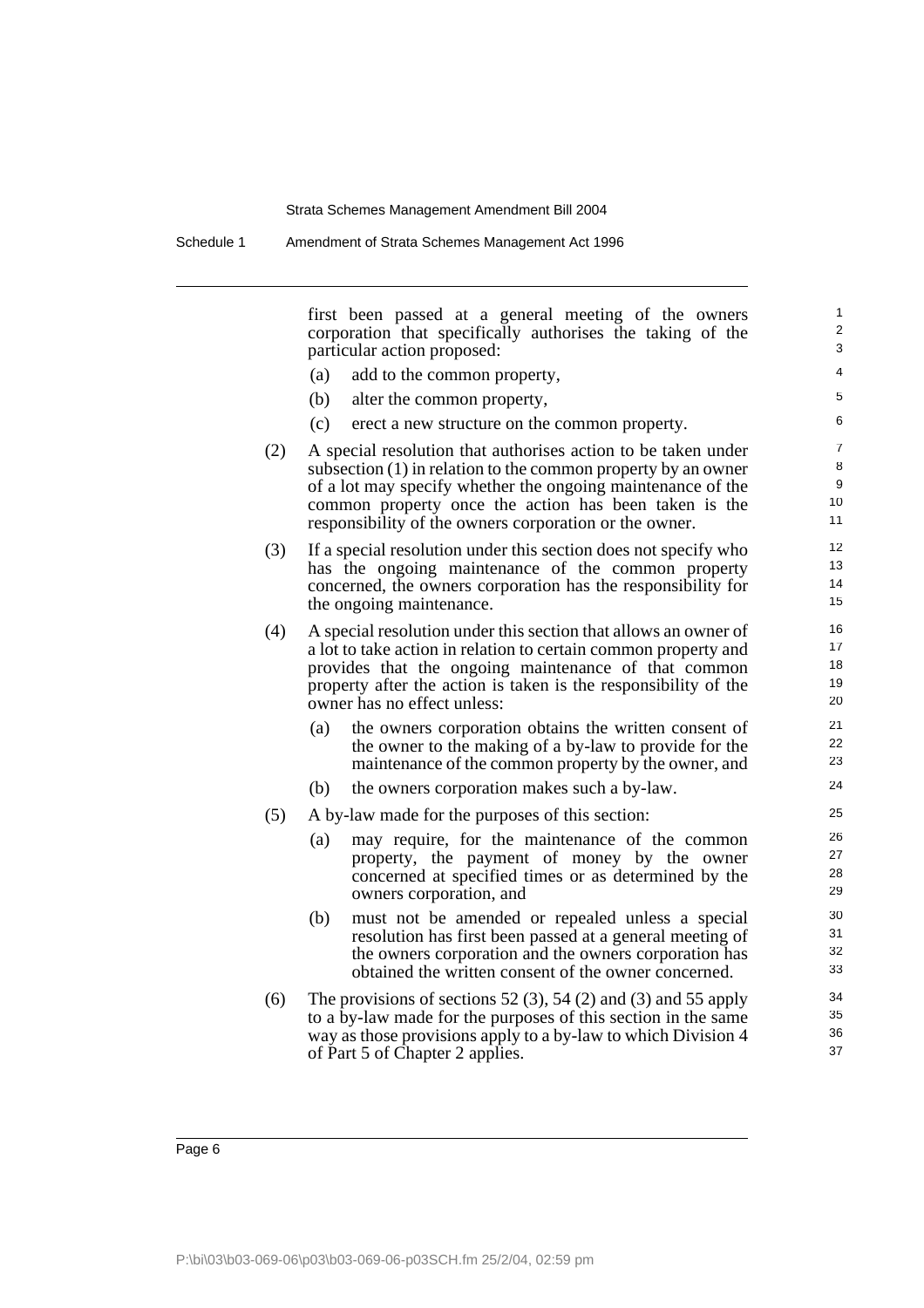first been passed at a general meeting of the owners corporation that specifically authorises the taking of the particular action proposed:

(a) add to the common property,

(b) alter the common property,

(c) erect a new structure on the common property.

(2) A special resolution that authorises action to be taken under subsection (1) in relation to the common property by an owner of a lot may specify whether the ongoing maintenance of the common property once the action has been taken is the responsibility of the owners corporation or the owner.

(3) If a special resolution under this section does not specify who has the ongoing maintenance of the common property concerned, the owners corporation has the responsibility for the ongoing maintenance.

(4) A special resolution under this section that allows an owner of a lot to take action in relation to certain common property and provides that the ongoing maintenance of that common property after the action is taken is the responsibility of the owner has no effect unless:

(a) the owners corporation obtains the written consent of the owner to the making of a by-law to provide for the maintenance of the common property by the owner, and

(b) the owners corporation makes such a by-law.

(5) A by-law made for the purposes of this section:

(a) may require, for the maintenance of the common property, the payment of money by the owner concerned at specified times or as determined by the owners corporation, and

(b) must not be amended or repealed unless a special resolution has first been passed at a general meeting of the owners corporation and the owners corporation has obtained the written consent of the owner concerned.

(6) The provisions of sections 52 (3), 54 (2) and (3) and 55 apply to a by-law made for the purposes of this section in the same way as those provisions apply to a by-law to which Division 4 of Part 5 of Chapter 2 applies.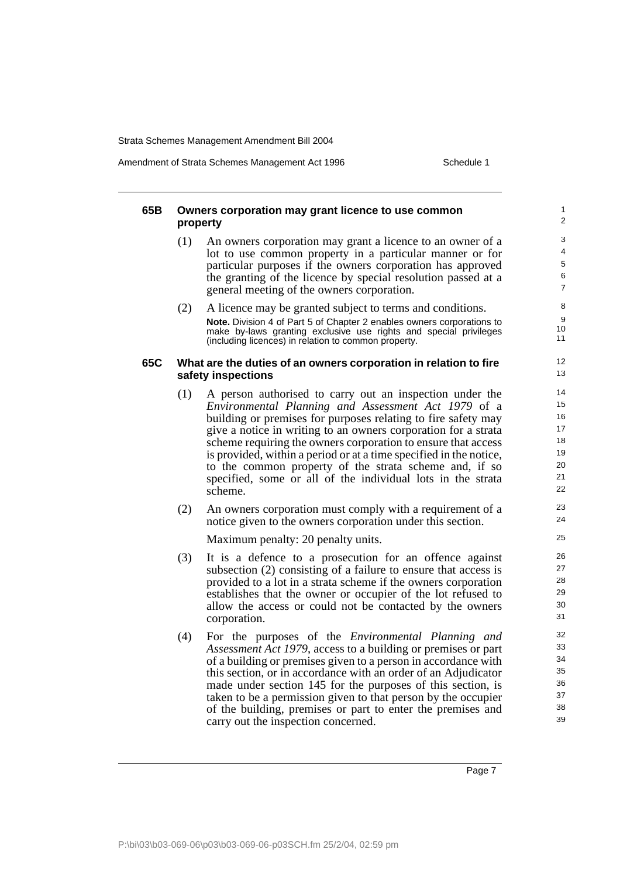#### 65B Owners corporation may grant licence to use common property

(1) An owners corporation may grant a licence to an owner of a lot to use common property in a particular manner or for particular purposes if the owners corporation has approved the granting of the licence by special resolution passed at a general meeting of the owners corporation.

(2) A licence may be granted subject to terms and conditions.

**Note.** Division 4 of Part 5 of Chapter 2 enables owners corporations to make by-laws granting exclusive use rights and special privileges (including licences) in relation to common property.

#### 65C What are the duties of an owners corporation in relation to fire safety inspections

(1) A person authorised to carry out an inspection under the *Environmental Planning and Assessment Act 1979* of a building or premises for purposes relating to fire safety may give a notice in writing to an owners corporation for a strata scheme requiring the owners corporation to ensure that access is provided, within a period or at a time specified in the notice, to the common property of the strata scheme and, if so specified, some or all of the individual lots in the strata scheme.

(2) An owners corporation must comply with a requirement of a notice given to the owners corporation under this section.

Maximum penalty: 20 penalty units.

(3) It is a defence to a prosecution for an offence against subsection (2) consisting of a failure to ensure that access is provided to a lot in a strata scheme if the owners corporation establishes that the owner or occupier of the lot refused to allow the access or could not be contacted by the owners corporation.

(4) For the purposes of the *Environmental Planning and Assessment Act 1979*, access to a building or premises or part of a building or premises given to a person in accordance with this section, or in accordance with an order of an Adjudicator made under section 145 for the purposes of this section, is taken to be a permission given to that person by the occupier of the building, premises or part to enter the premises and carry out the inspection concerned.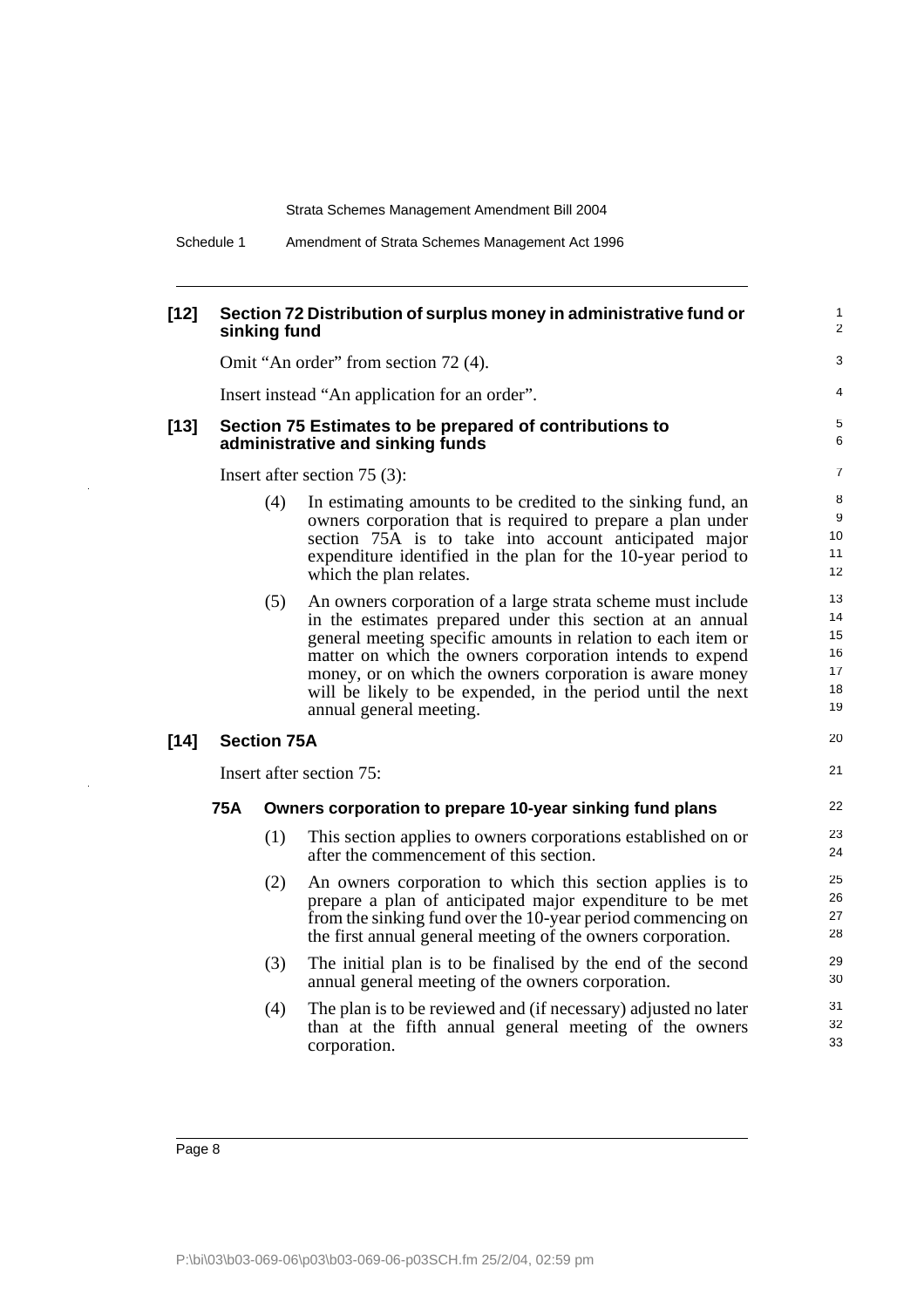**[12] Section 72 Distribution of surplus money in administrative fund or sinking fund**

Omit "An order" from section 72 (4).

Insert instead "An application for an order".

**[13] Section 75 Estimates to be prepared of contributions to administrative and sinking funds**

Insert after section 75 (3):

(4) In estimating amounts to be credited to the sinking fund, an owners corporation that is required to prepare a plan under section 75A is to take into account anticipated major expenditure identified in the plan for the 10-year period to which the plan relates.

(5) An owners corporation of a large strata scheme must include in the estimates prepared under this section at an annual general meeting specific amounts in relation to each item or matter on which the owners corporation intends to expend money, or on which the owners corporation is aware money will be likely to be expended, in the period until the next annual general meeting.

**[14] Section 75A**

Insert after section 75:

**75A Owners corporation to prepare 10-year sinking fund plans**

(1) This section applies to owners corporations established on or after the commencement of this section.

(2) An owners corporation to which this section applies is to prepare a plan of anticipated major expenditure to be met from the sinking fund over the 10-year period commencing on the first annual general meeting of the owners corporation.

(3) The initial plan is to be finalised by the end of the second annual general meeting of the owners corporation.

(4) The plan is to be reviewed and (if necessary) adjusted no later than at the fifth annual general meeting of the owners corporation.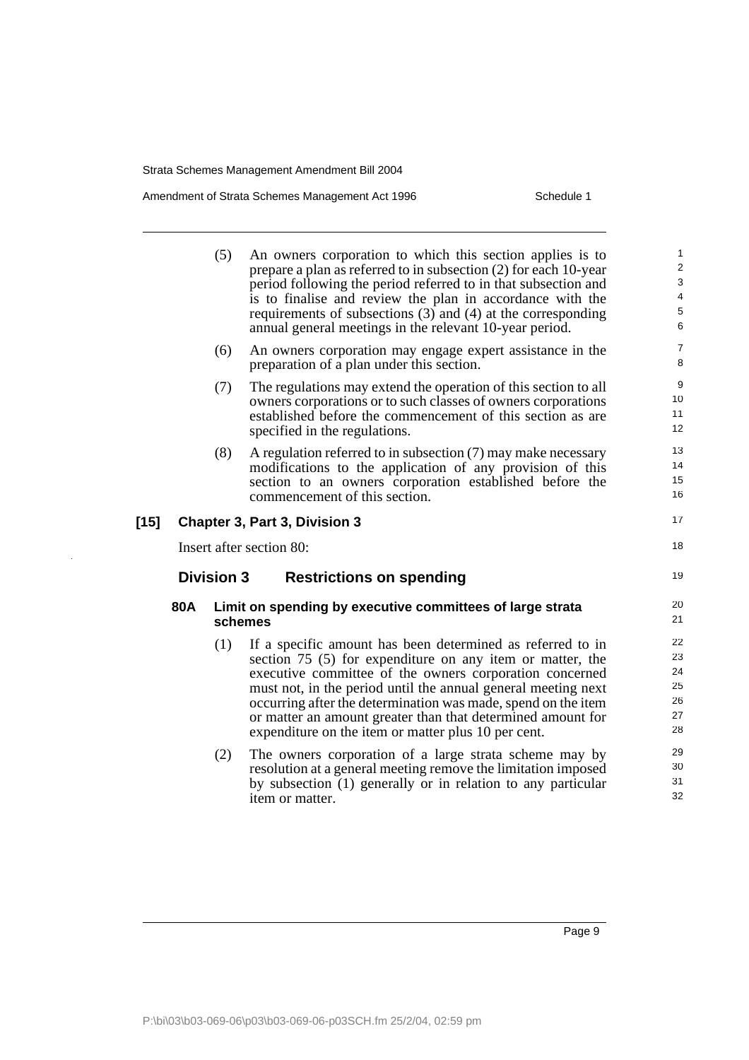(5) An owners corporation to which this section applies is to prepare a plan as referred to in subsection (2) for each 10-year period following the period referred to in that subsection and is to finalise and review the plan in accordance with the requirements of subsections (3) and (4) at the corresponding annual general meetings in the relevant 10-year period.

(6) An owners corporation may engage expert assistance in the preparation of a plan under this section.

(7) The regulations may extend the operation of this section to all owners corporations or to such classes of owners corporations established before the commencement of this section as are specified in the regulations.

(8) A regulation referred to in subsection (7) may make necessary modifications to the application of any provision of this section to an owners corporation established before the commencement of this section.

**[15] Chapter 3, Part 3, Division 3**

Insert after section 80:

## Division 3 Restrictions on spending

### 80A Limit on spending by executive committees of large strata schemes

(1) If a specific amount has been determined as referred to in section 75 (5) for expenditure on any item or matter, the executive committee of the owners corporation concerned must not, in the period until the annual general meeting next occurring after the determination was made, spend on the item or matter an amount greater than that determined amount for expenditure on the item or matter plus 10 per cent.

(2) The owners corporation of a large strata scheme may by resolution at a general meeting remove the limitation imposed by subsection (1) generally or in relation to any particular item or matter.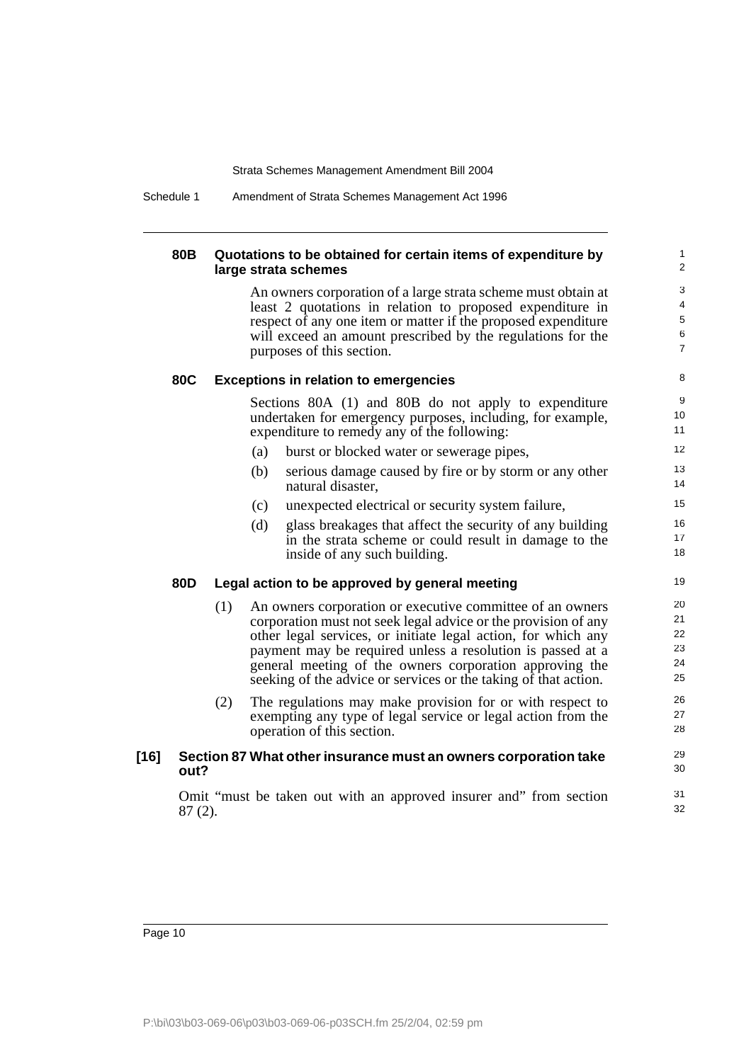#### 80B Quotations to be obtained for certain items of expenditure by large strata schemes

An owners corporation of a large strata scheme must obtain at least 2 quotations in relation to proposed expenditure in respect of any one item or matter if the proposed expenditure will exceed an amount prescribed by the regulations for the purposes of this section.

#### 80C Exceptions in relation to emergencies

Sections 80A (1) and 80B do not apply to expenditure undertaken for emergency purposes, including, for example, expenditure to remedy any of the following:

(a) burst or blocked water or sewerage pipes,

(b) serious damage caused by fire or by storm or any other natural disaster,

(c) unexpected electrical or security system failure,

(d) glass breakages that affect the security of any building in the strata scheme or could result in damage to the inside of any such building.

#### 80D Legal action to be approved by general meeting

(1) An owners corporation or executive committee of an owners corporation must not seek legal advice or the provision of any other legal services, or initiate legal action, for which any payment may be required unless a resolution is passed at a general meeting of the owners corporation approving the seeking of the advice or services or the taking of that action.

(2) The regulations may make provision for or with respect to exempting any type of legal service or legal action from the operation of this section.

### [16] Section 87 What other insurance must an owners corporation take out?

Omit "must be taken out with an approved insurer and" from section 87 (2).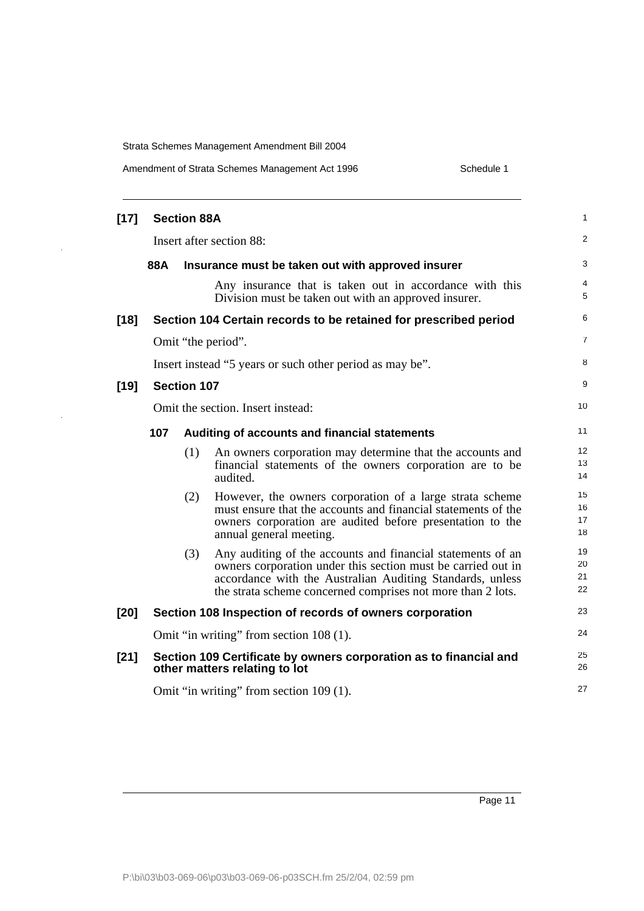**[17] Section 88A**

Insert after section 88:

**88A Insurance must be taken out with approved insurer**

Any insurance that is taken out in accordance with this Division must be taken out with an approved insurer.

**[18] Section 104 Certain records to be retained for prescribed period**

Omit "the period".

Insert instead "5 years or such other period as may be".

**[19] Section 107**

Omit the section. Insert instead:

**107 Auditing of accounts and financial statements**

(1) An owners corporation may determine that the accounts and financial statements of the owners corporation are to be audited.

(2) However, the owners corporation of a large strata scheme must ensure that the accounts and financial statements of the owners corporation are audited before presentation to the annual general meeting.

(3) Any auditing of the accounts and financial statements of an owners corporation under this section must be carried out in accordance with the Australian Auditing Standards, unless the strata scheme concerned comprises not more than 2 lots.

**[20] Section 108 Inspection of records of owners corporation**

Omit "in writing" from section 108 (1).

**[21] Section 109 Certificate by owners corporation as to financial and other matters relating to lot**

Omit "in writing" from section 109 (1).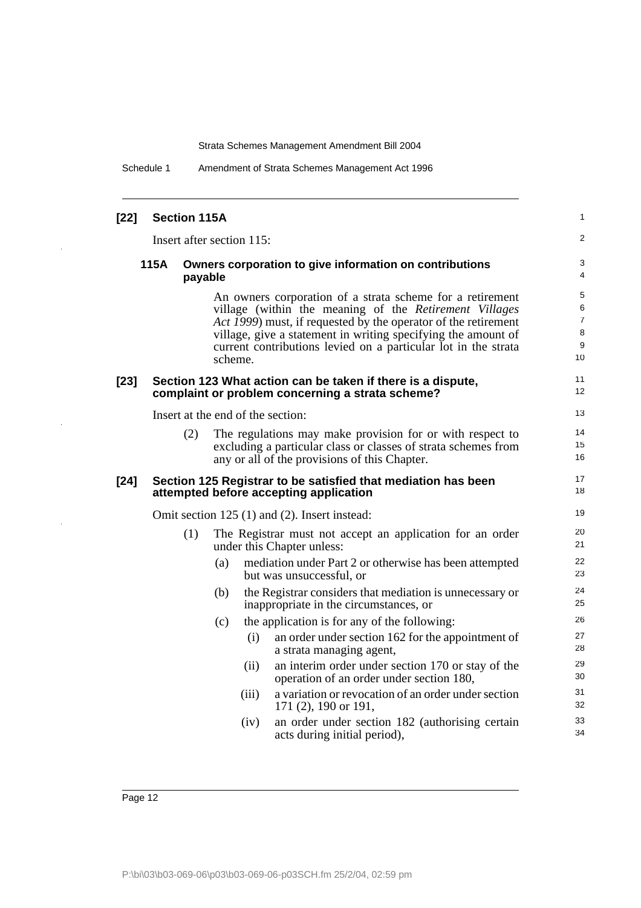## [22] Section 115A

Insert after section 115:

### 115A Owners corporation to give information on contributions payable

An owners corporation of a strata scheme for a retirement village (within the meaning of the *Retirement Villages Act 1999*) must, if requested by the operator of the retirement village, give a statement in writing specifying the amount of current contributions levied on a particular lot in the strata scheme.

## [23] Section 123 What action can be taken if there is a dispute, complaint or problem concerning a strata scheme?

Insert at the end of the section:

(2) The regulations may make provision for or with respect to excluding a particular class or classes of strata schemes from any or all of the provisions of this Chapter.

## [24] Section 125 Registrar to be satisfied that mediation has been attempted before accepting application

Omit section 125 (1) and (2). Insert instead:

(1) The Registrar must not accept an application for an order under this Chapter unless:

- (a) mediation under Part 2 or otherwise has been attempted but was unsuccessful, or
- (b) the Registrar considers that mediation is unnecessary or inappropriate in the circumstances, or
- (c) the application is for any of the following:
  - (i) an order under section 162 for the appointment of a strata managing agent,
  - (ii) an interim order under section 170 or stay of the operation of an order under section 180,
  - (iii) a variation or revocation of an order under section 171 (2), 190 or 191,
  - (iv) an order under section 182 (authorising certain acts during initial period),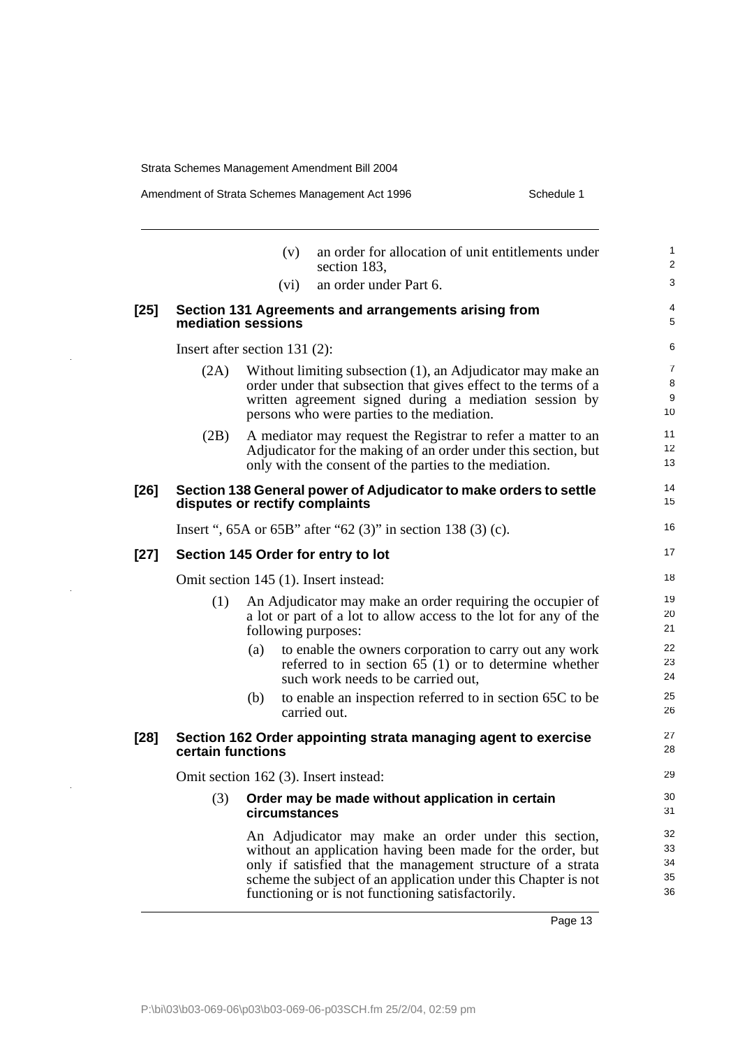(v) an order for allocation of unit entitlements under section 183,

(vi) an order under Part 6.

**[25] Section 131 Agreements and arrangements arising from mediation sessions**

Insert after section 131 (2):

(2A) Without limiting subsection (1), an Adjudicator may make an order under that subsection that gives effect to the terms of a written agreement signed during a mediation session by persons who were parties to the mediation.

(2B) A mediator may request the Registrar to refer a matter to an Adjudicator for the making of an order under this section, but only with the consent of the parties to the mediation.

**[26] Section 138 General power of Adjudicator to make orders to settle disputes or rectify complaints**

Insert ", 65A or 65B" after "62 (3)" in section 138 (3) (c).

**[27] Section 145 Order for entry to lot**

Omit section 145 (1). Insert instead:

(1) An Adjudicator may make an order requiring the occupier of a lot or part of a lot to allow access to the lot for any of the following purposes:

(a) to enable the owners corporation to carry out any work referred to in section 65 (1) or to determine whether such work needs to be carried out,

(b) to enable an inspection referred to in section 65C to be carried out.

**[28] Section 162 Order appointing strata managing agent to exercise certain functions**

Omit section 162 (3). Insert instead:

(3) **Order may be made without application in certain circumstances**

An Adjudicator may make an order under this section, without an application having been made for the order, but only if satisfied that the management structure of a strata scheme the subject of an application under this Chapter is not functioning or is not functioning satisfactorily.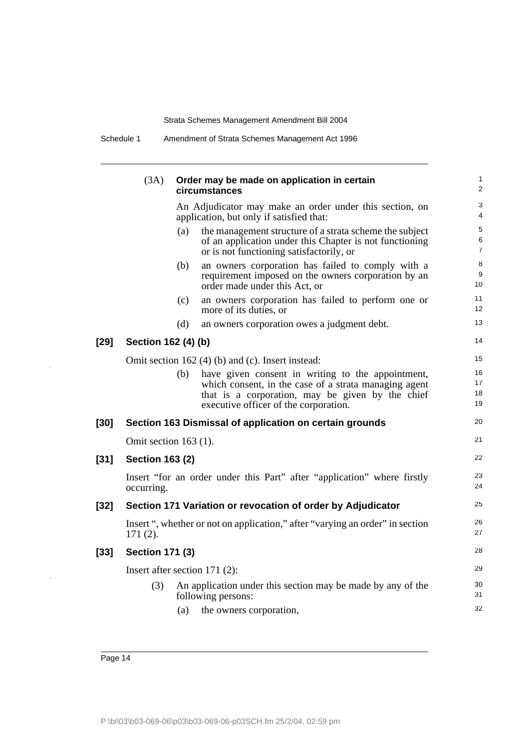(3A) **Order may be made on application in certain circumstances**

An Adjudicator may make an order under this section, on application, but only if satisfied that:

(a) the management structure of a strata scheme the subject of an application under this Chapter is not functioning or is not functioning satisfactorily, or

(b) an owners corporation has failed to comply with a requirement imposed on the owners corporation by an order made under this Act, or

(c) an owners corporation has failed to perform one or more of its duties, or

(d) an owners corporation owes a judgment debt.

**[29] Section 162 (4) (b)**

Omit section 162 (4) (b) and (c). Insert instead:

(b) have given consent in writing to the appointment, which consent, in the case of a strata managing agent that is a corporation, may be given by the chief executive officer of the corporation.

**[30] Section 163 Dismissal of application on certain grounds**

Omit section 163 (1).

**[31] Section 163 (2)**

Insert "for an order under this Part" after "application" where firstly occurring.

**[32] Section 171 Variation or revocation of order by Adjudicator**

Insert ", whether or not on application," after "varying an order" in section 171 (2).

**[33] Section 171 (3)**

Insert after section 171 (2):

(3) An application under this section may be made by any of the following persons:

(a) the owners corporation,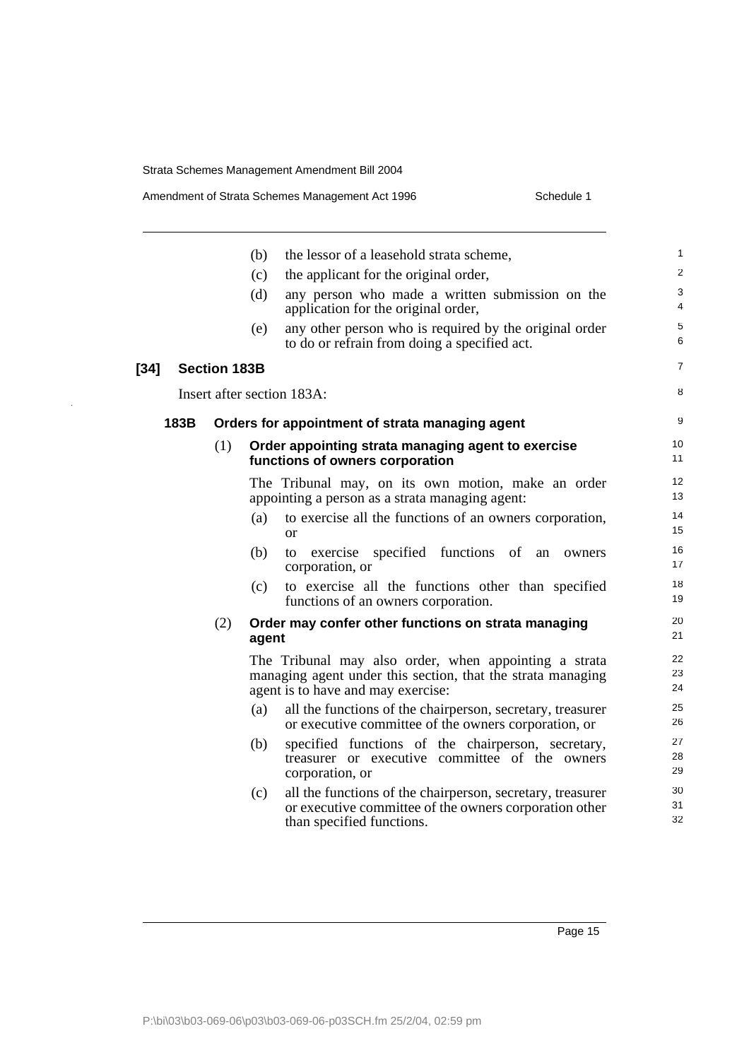(b) the lessor of a leasehold strata scheme,

(c) the applicant for the original order,

(d) any person who made a written submission on the application for the original order,

(e) any other person who is required by the original order to do or refrain from doing a specified act.

### [34] Section 183B

Insert after section 183A:

#### 183B Orders for appointment of strata managing agent

(1) **Order appointing strata managing agent to exercise functions of owners corporation**

The Tribunal may, on its own motion, make an order appointing a person as a strata managing agent:

(a) to exercise all the functions of an owners corporation, or

(b) to exercise specified functions of an owners corporation, or

(c) to exercise all the functions other than specified functions of an owners corporation.

(2) **Order may confer other functions on strata managing agent**

The Tribunal may also order, when appointing a strata managing agent under this section, that the strata managing agent is to have and may exercise:

(a) all the functions of the chairperson, secretary, treasurer or executive committee of the owners corporation, or

(b) specified functions of the chairperson, secretary, treasurer or executive committee of the owners corporation, or

(c) all the functions of the chairperson, secretary, treasurer or executive committee of the owners corporation other than specified functions.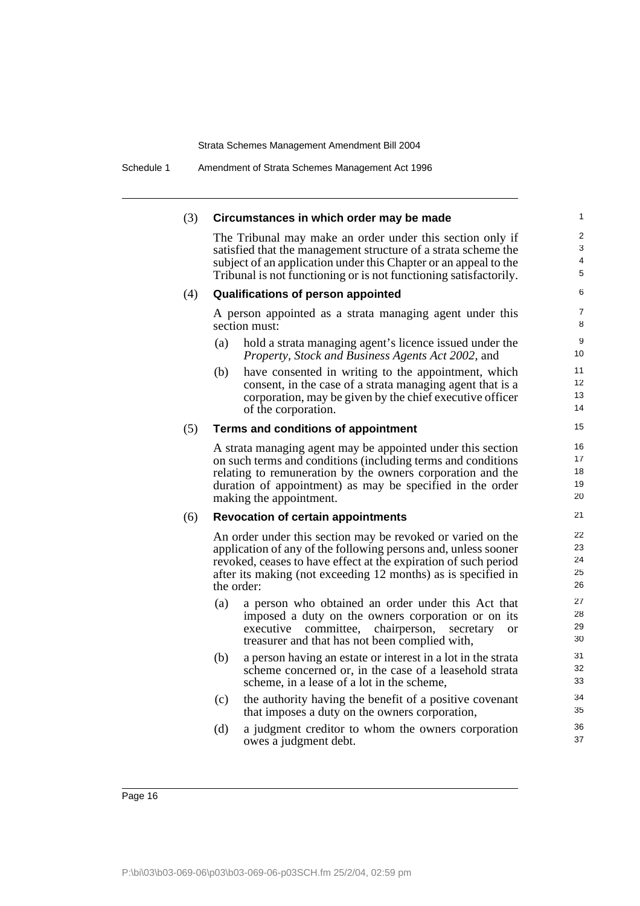(3) **Circumstances in which order may be made**

The Tribunal may make an order under this section only if satisfied that the management structure of a strata scheme the subject of an application under this Chapter or an appeal to the Tribunal is not functioning or is not functioning satisfactorily.

(4) **Qualifications of person appointed**

A person appointed as a strata managing agent under this section must:

(a) hold a strata managing agent's licence issued under the *Property, Stock and Business Agents Act 2002*, and

(b) have consented in writing to the appointment, which consent, in the case of a strata managing agent that is a corporation, may be given by the chief executive officer of the corporation.

(5) **Terms and conditions of appointment**

A strata managing agent may be appointed under this section on such terms and conditions (including terms and conditions relating to remuneration by the owners corporation and the duration of appointment) as may be specified in the order making the appointment.

(6) **Revocation of certain appointments**

An order under this section may be revoked or varied on the application of any of the following persons and, unless sooner revoked, ceases to have effect at the expiration of such period after its making (not exceeding 12 months) as is specified in the order:

(a) a person who obtained an order under this Act that imposed a duty on the owners corporation or on its executive committee, chairperson, secretary or treasurer and that has not been complied with,

(b) a person having an estate or interest in a lot in the strata scheme concerned or, in the case of a leasehold strata scheme, in a lease of a lot in the scheme,

(c) the authority having the benefit of a positive covenant that imposes a duty on the owners corporation,

(d) a judgment creditor to whom the owners corporation owes a judgment debt.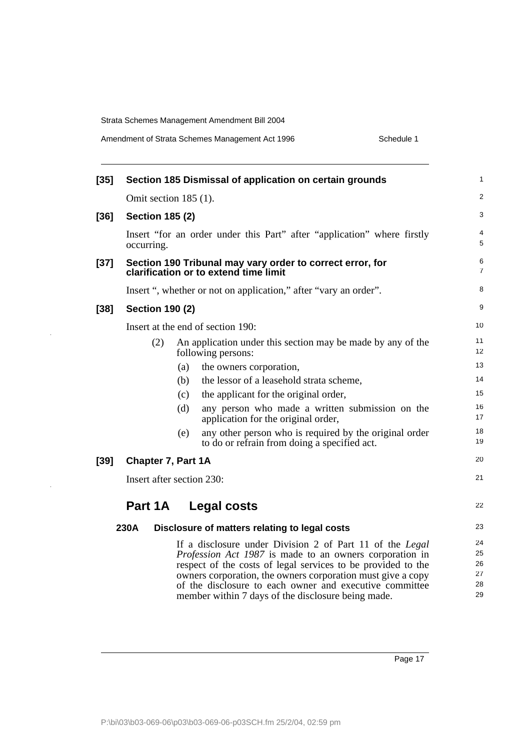**[35] Section 185 Dismissal of application on certain grounds**

Omit section 185 (1).

**[36] Section 185 (2)**

Insert "for an order under this Part" after "application" where firstly occurring.

**[37] Section 190 Tribunal may vary order to correct error, for clarification or to extend time limit**

Insert ", whether or not on application," after "vary an order".

**[38] Section 190 (2)**

Insert at the end of section 190:

(2) An application under this section may be made by any of the following persons:

(a) the owners corporation,

(b) the lessor of a leasehold strata scheme,

(c) the applicant for the original order,

(d) any person who made a written submission on the application for the original order,

(e) any other person who is required by the original order to do or refrain from doing a specified act.

**[39] Chapter 7, Part 1A**

Insert after section 230:

## Part 1A Legal costs

**230A Disclosure of matters relating to legal costs**

If a disclosure under Division 2 of Part 11 of the *Legal Profession Act 1987* is made to an owners corporation in respect of the costs of legal services to be provided to the owners corporation, the owners corporation must give a copy of the disclosure to each owner and executive committee member within 7 days of the disclosure being made.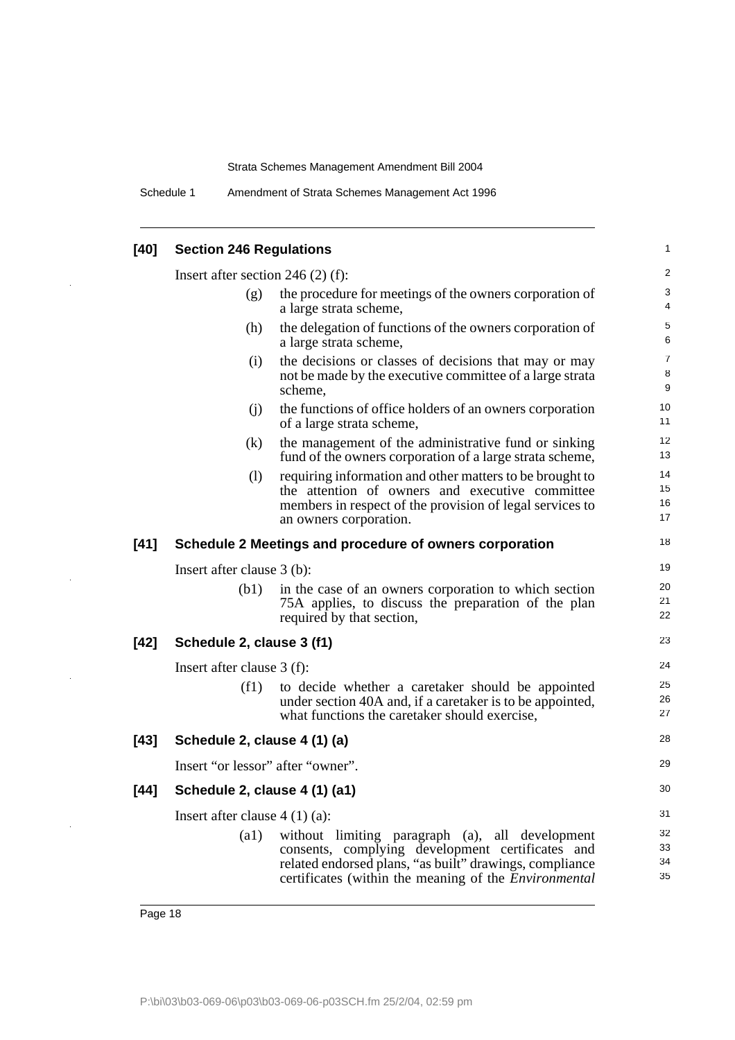### [40] Section 246 Regulations

Insert after section 246 (2) (f):

- (g) the procedure for meetings of the owners corporation of a large strata scheme,
- (h) the delegation of functions of the owners corporation of a large strata scheme,
- (i) the decisions or classes of decisions that may or may not be made by the executive committee of a large strata scheme,
- (j) the functions of office holders of an owners corporation of a large strata scheme,
- (k) the management of the administrative fund or sinking fund of the owners corporation of a large strata scheme,
- (l) requiring information and other matters to be brought to the attention of owners and executive committee members in respect of the provision of legal services to an owners corporation.

### [41] Schedule 2 Meetings and procedure of owners corporation

Insert after clause 3 (b):

- (b1) in the case of an owners corporation to which section 75A applies, to discuss the preparation of the plan required by that section,

### [42] Schedule 2, clause 3 (f1)

Insert after clause 3 (f):

- (f1) to decide whether a caretaker should be appointed under section 40A and, if a caretaker is to be appointed, what functions the caretaker should exercise,

### [43] Schedule 2, clause 4 (1) (a)

Insert "or lessor" after "owner".

### [44] Schedule 2, clause 4 (1) (a1)

Insert after clause 4 (1) (a):

- (a1) without limiting paragraph (a), all development consents, complying development certificates and related endorsed plans, "as built" drawings, compliance certificates (within the meaning of the *Environmental*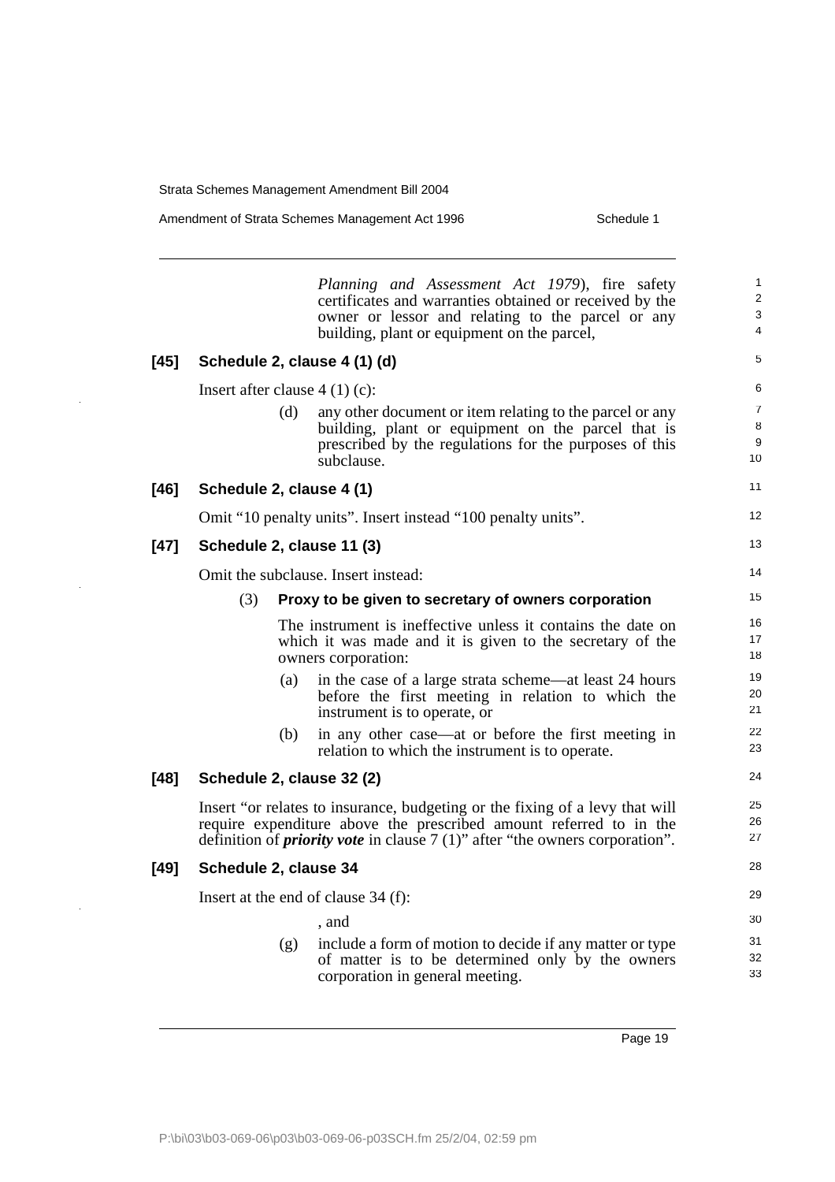*Planning and Assessment Act 1979*), fire safety certificates and warranties obtained or received by the owner or lessor and relating to the parcel or any building, plant or equipment on the parcel,

**[45] Schedule 2, clause 4 (1) (d)**

Insert after clause 4 (1) (c):

(d) any other document or item relating to the parcel or any building, plant or equipment on the parcel that is prescribed by the regulations for the purposes of this subclause.

**[46] Schedule 2, clause 4 (1)**

Omit "10 penalty units". Insert instead "100 penalty units".

**[47] Schedule 2, clause 11 (3)**

Omit the subclause. Insert instead:

(3) **Proxy to be given to secretary of owners corporation**

The instrument is ineffective unless it contains the date on which it was made and it is given to the secretary of the owners corporation:

(a) in the case of a large strata scheme—at least 24 hours before the first meeting in relation to which the instrument is to operate, or

(b) in any other case—at or before the first meeting in relation to which the instrument is to operate.

**[48] Schedule 2, clause 32 (2)**

Insert "or relates to insurance, budgeting or the fixing of a levy that will require expenditure above the prescribed amount referred to in the definition of ***priority vote*** in clause 7 (1)" after "the owners corporation".

**[49] Schedule 2, clause 34**

Insert at the end of clause 34 (f):

, and

(g) include a form of motion to decide if any matter or type of matter is to be determined only by the owners corporation in general meeting.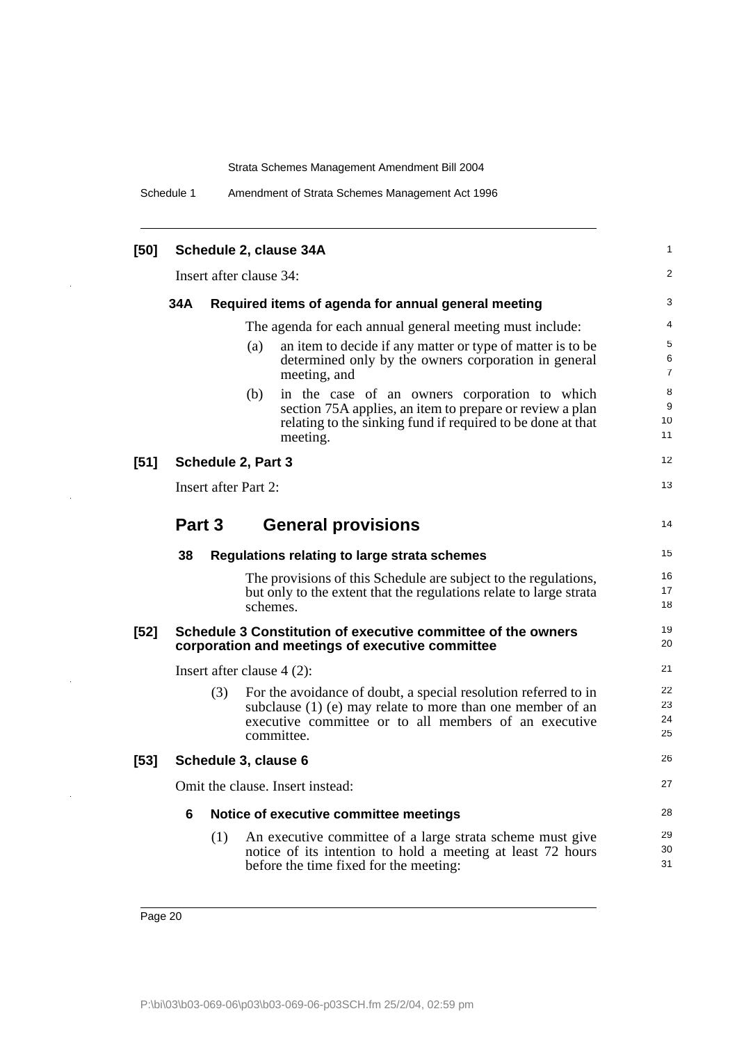**[50] Schedule 2, clause 34A**

Insert after clause 34:

**34A Required items of agenda for annual general meeting**

The agenda for each annual general meeting must include:

(a) an item to decide if any matter or type of matter is to be determined only by the owners corporation in general meeting, and

(b) in the case of an owners corporation to which section 75A applies, an item to prepare or review a plan relating to the sinking fund if required to be done at that meeting.

**[51] Schedule 2, Part 3**

Insert after Part 2:

## Part 3 General provisions

**38 Regulations relating to large strata schemes**

The provisions of this Schedule are subject to the regulations, but only to the extent that the regulations relate to large strata schemes.

**[52] Schedule 3 Constitution of executive committee of the owners corporation and meetings of executive committee**

Insert after clause 4 (2):

(3) For the avoidance of doubt, a special resolution referred to in subclause (1) (e) may relate to more than one member of an executive committee or to all members of an executive committee.

**[53] Schedule 3, clause 6**

Omit the clause. Insert instead:

**6 Notice of executive committee meetings**

(1) An executive committee of a large strata scheme must give notice of its intention to hold a meeting at least 72 hours before the time fixed for the meeting: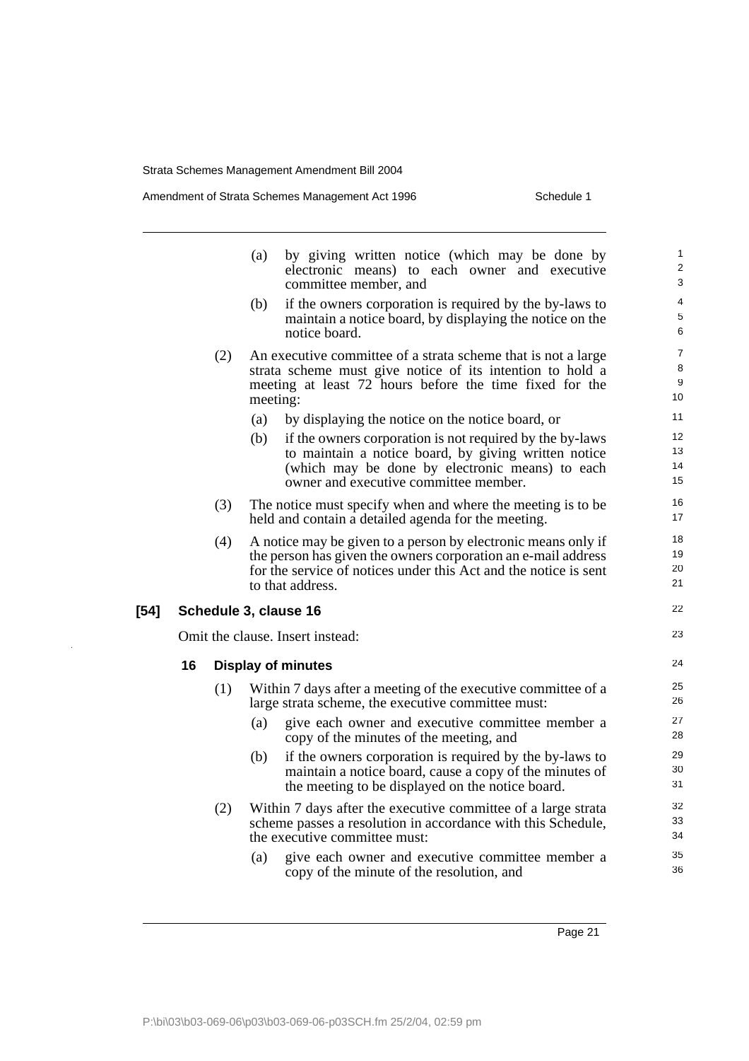(a) by giving written notice (which may be done by electronic means) to each owner and executive committee member, and

(b) if the owners corporation is required by the by-laws to maintain a notice board, by displaying the notice on the notice board.

(2) An executive committee of a strata scheme that is not a large strata scheme must give notice of its intention to hold a meeting at least 72 hours before the time fixed for the meeting:

(a) by displaying the notice on the notice board, or

(b) if the owners corporation is not required by the by-laws to maintain a notice board, by giving written notice (which may be done by electronic means) to each owner and executive committee member.

(3) The notice must specify when and where the meeting is to be held and contain a detailed agenda for the meeting.

(4) A notice may be given to a person by electronic means only if the person has given the owners corporation an e-mail address for the service of notices under this Act and the notice is sent to that address.

**[54] Schedule 3, clause 16**

Omit the clause. Insert instead:

**16 Display of minutes**

(1) Within 7 days after a meeting of the executive committee of a large strata scheme, the executive committee must:

(a) give each owner and executive committee member a copy of the minutes of the meeting, and

(b) if the owners corporation is required by the by-laws to maintain a notice board, cause a copy of the minutes of the meeting to be displayed on the notice board.

(2) Within 7 days after the executive committee of a large strata scheme passes a resolution in accordance with this Schedule, the executive committee must:

(a) give each owner and executive committee member a copy of the minute of the resolution, and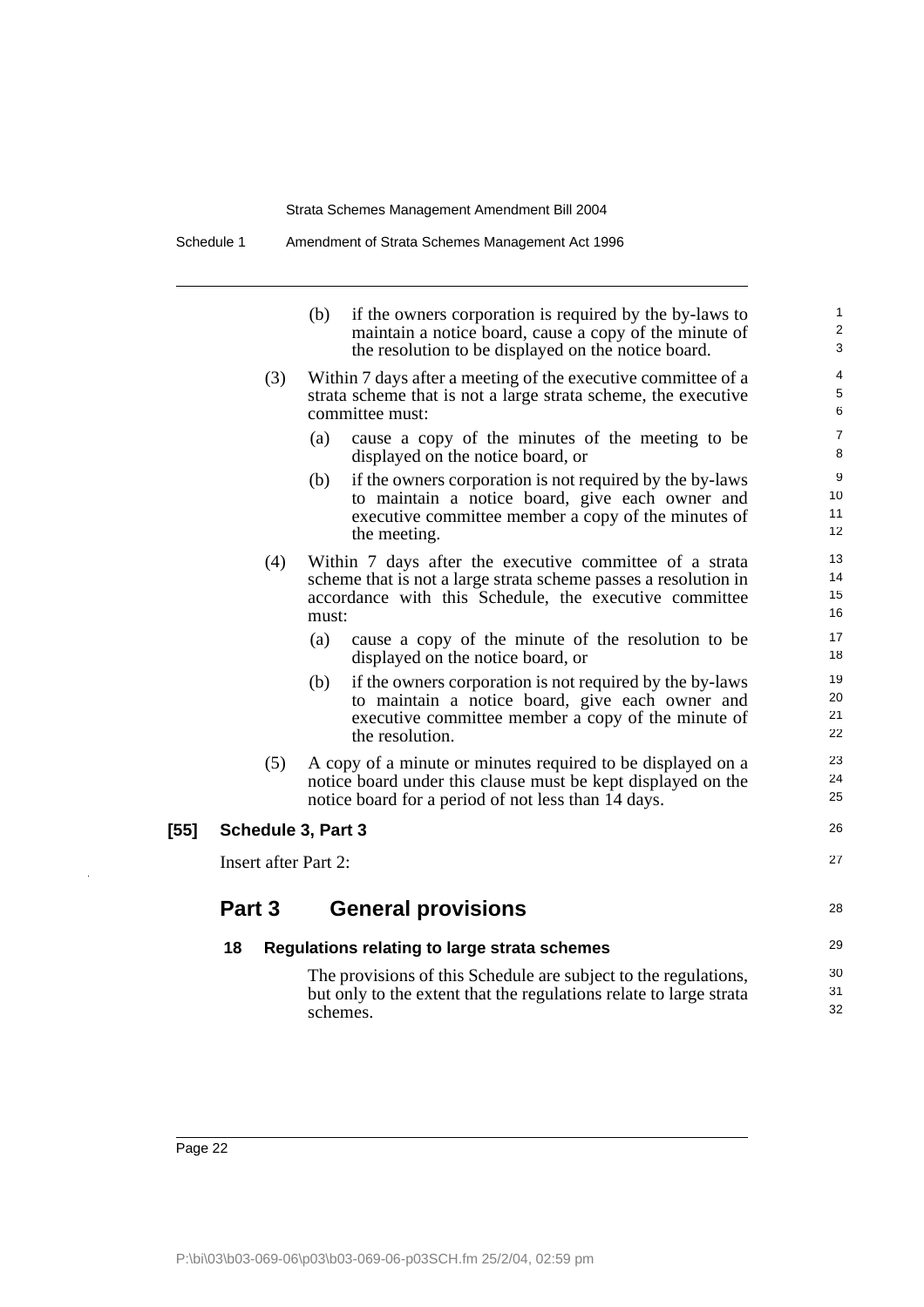(b) if the owners corporation is required by the by-laws to maintain a notice board, cause a copy of the minute of the resolution to be displayed on the notice board.

(3) Within 7 days after a meeting of the executive committee of a strata scheme that is not a large strata scheme, the executive committee must:

(a) cause a copy of the minutes of the meeting to be displayed on the notice board, or

(b) if the owners corporation is not required by the by-laws to maintain a notice board, give each owner and executive committee member a copy of the minutes of the meeting.

(4) Within 7 days after the executive committee of a strata scheme that is not a large strata scheme passes a resolution in accordance with this Schedule, the executive committee must:

(a) cause a copy of the minute of the resolution to be displayed on the notice board, or

(b) if the owners corporation is not required by the by-laws to maintain a notice board, give each owner and executive committee member a copy of the minute of the resolution.

(5) A copy of a minute or minutes required to be displayed on a notice board under this clause must be kept displayed on the notice board for a period of not less than 14 days.

**[55] Schedule 3, Part 3**

Insert after Part 2:

## Part 3 General provisions

### 18 Regulations relating to large strata schemes

The provisions of this Schedule are subject to the regulations, but only to the extent that the regulations relate to large strata schemes.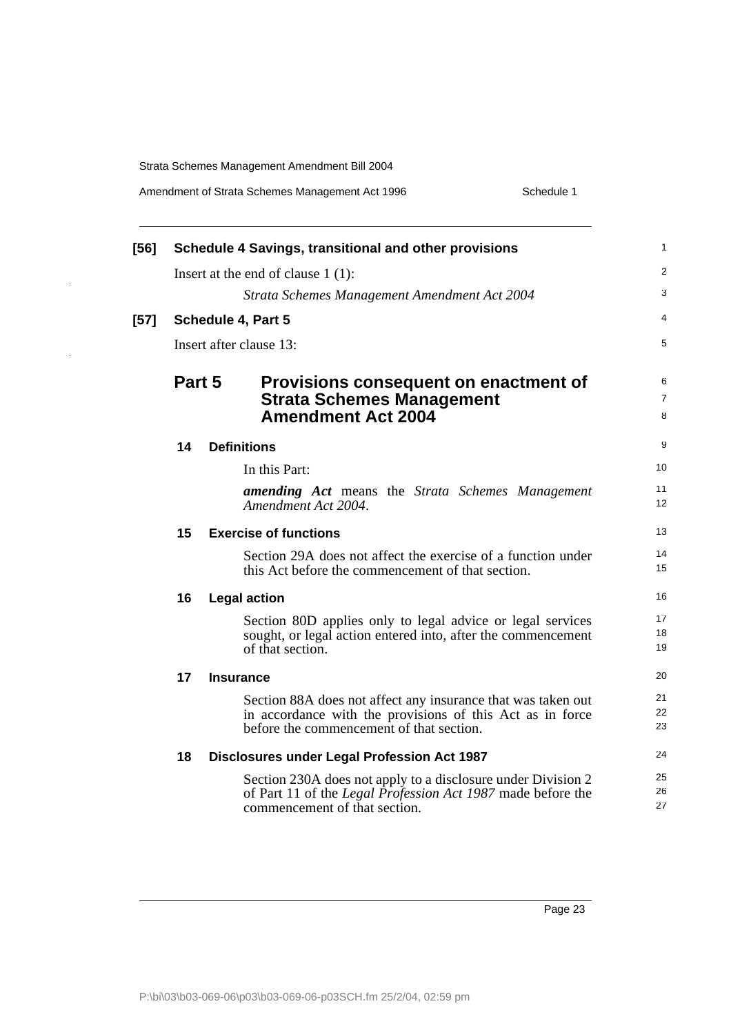**[56] Schedule 4 Savings, transitional and other provisions**

Insert at the end of clause 1 (1):

*Strata Schemes Management Amendment Act 2004*

**[57] Schedule 4, Part 5**

Insert after clause 13:

## Part 5 Provisions consequent on enactment of Strata Schemes Management Amendment Act 2004

### 14 Definitions

In this Part:

***amending Act*** means the *Strata Schemes Management Amendment Act 2004*.

### 15 Exercise of functions

Section 29A does not affect the exercise of a function under this Act before the commencement of that section.

### 16 Legal action

Section 80D applies only to legal advice or legal services sought, or legal action entered into, after the commencement of that section.

### 17 Insurance

Section 88A does not affect any insurance that was taken out in accordance with the provisions of this Act as in force before the commencement of that section.

### 18 Disclosures under Legal Profession Act 1987

Section 230A does not apply to a disclosure under Division 2 of Part 11 of the *Legal Profession Act 1987* made before the commencement of that section.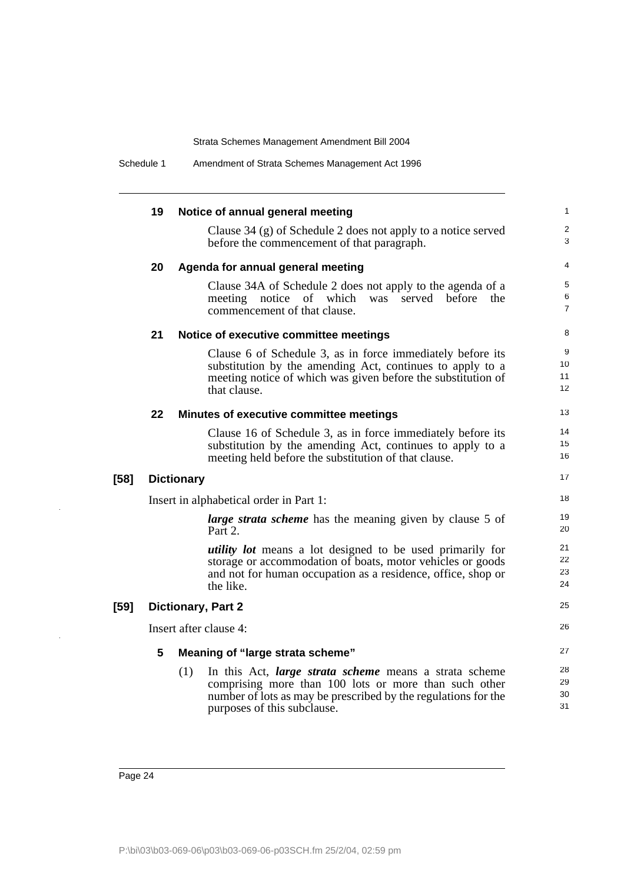**19 Notice of annual general meeting**

Clause 34 (g) of Schedule 2 does not apply to a notice served before the commencement of that paragraph.

**20 Agenda for annual general meeting**

Clause 34A of Schedule 2 does not apply to the agenda of a meeting notice of which was served before the commencement of that clause.

**21 Notice of executive committee meetings**

Clause 6 of Schedule 3, as in force immediately before its substitution by the amending Act, continues to apply to a meeting notice of which was given before the substitution of that clause.

**22 Minutes of executive committee meetings**

Clause 16 of Schedule 3, as in force immediately before its substitution by the amending Act, continues to apply to a meeting held before the substitution of that clause.

**[58] Dictionary**

Insert in alphabetical order in Part 1:

***large strata scheme*** has the meaning given by clause 5 of Part 2.

***utility lot*** means a lot designed to be used primarily for storage or accommodation of boats, motor vehicles or goods and not for human occupation as a residence, office, shop or the like.

**[59] Dictionary, Part 2**

Insert after clause 4:

**5 Meaning of "large strata scheme"**

(1) In this Act, ***large strata scheme*** means a strata scheme comprising more than 100 lots or more than such other number of lots as may be prescribed by the regulations for the purposes of this subclause.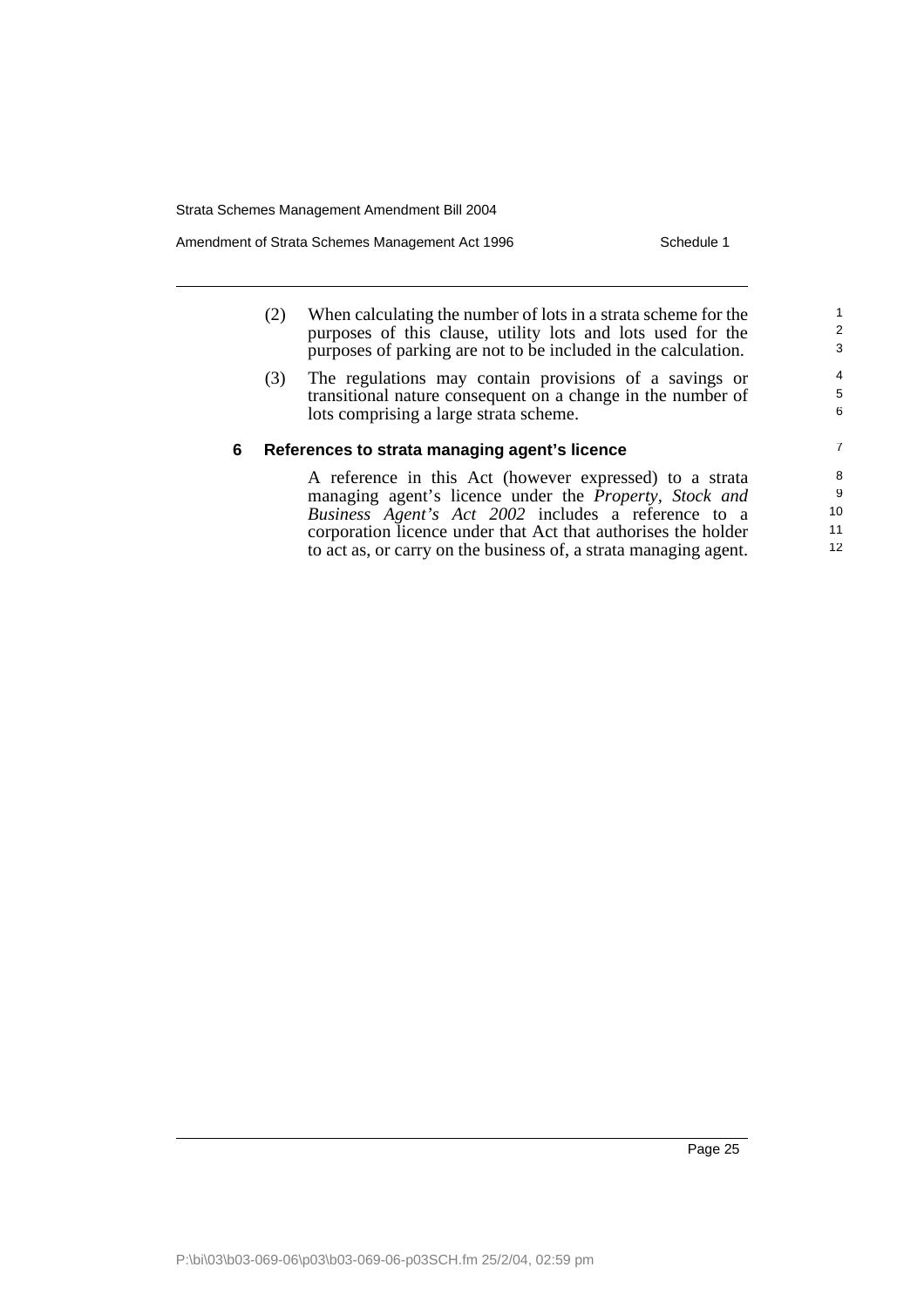(2) When calculating the number of lots in a strata scheme for the purposes of this clause, utility lots and lots used for the purposes of parking are not to be included in the calculation.

(3) The regulations may contain provisions of a savings or transitional nature consequent on a change in the number of lots comprising a large strata scheme.

### 6 References to strata managing agent's licence

A reference in this Act (however expressed) to a strata managing agent's licence under the *Property, Stock and Business Agent's Act 2002* includes a reference to a corporation licence under that Act that authorises the holder to act as, or carry on the business of, a strata managing agent.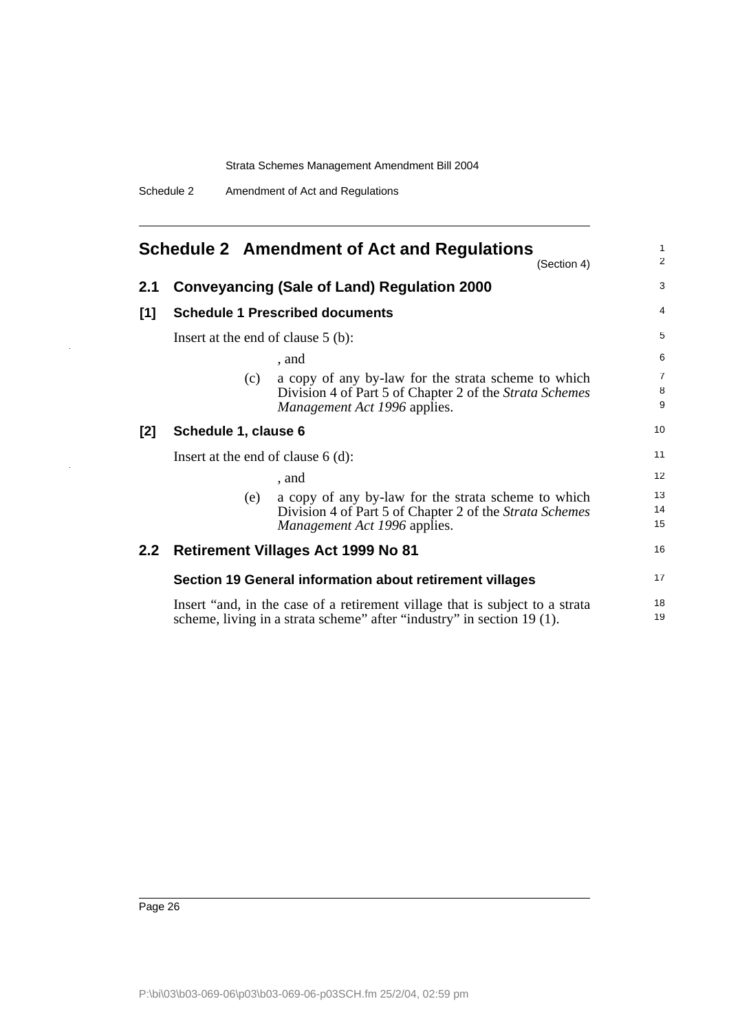# Schedule 2 Amendment of Act and Regulations

(Section 4)

## 2.1 Conveyancing (Sale of Land) Regulation 2000

### [1] Schedule 1 Prescribed documents

Insert at the end of clause 5 (b):

, and

(c) a copy of any by-law for the strata scheme to which Division 4 of Part 5 of Chapter 2 of the *Strata Schemes Management Act 1996* applies.

### [2] Schedule 1, clause 6

Insert at the end of clause 6 (d):

, and

(e) a copy of any by-law for the strata scheme to which Division 4 of Part 5 of Chapter 2 of the *Strata Schemes Management Act 1996* applies.

## 2.2 Retirement Villages Act 1999 No 81

### Section 19 General information about retirement villages

Insert "and, in the case of a retirement village that is subject to a strata scheme, living in a strata scheme" after "industry" in section 19 (1).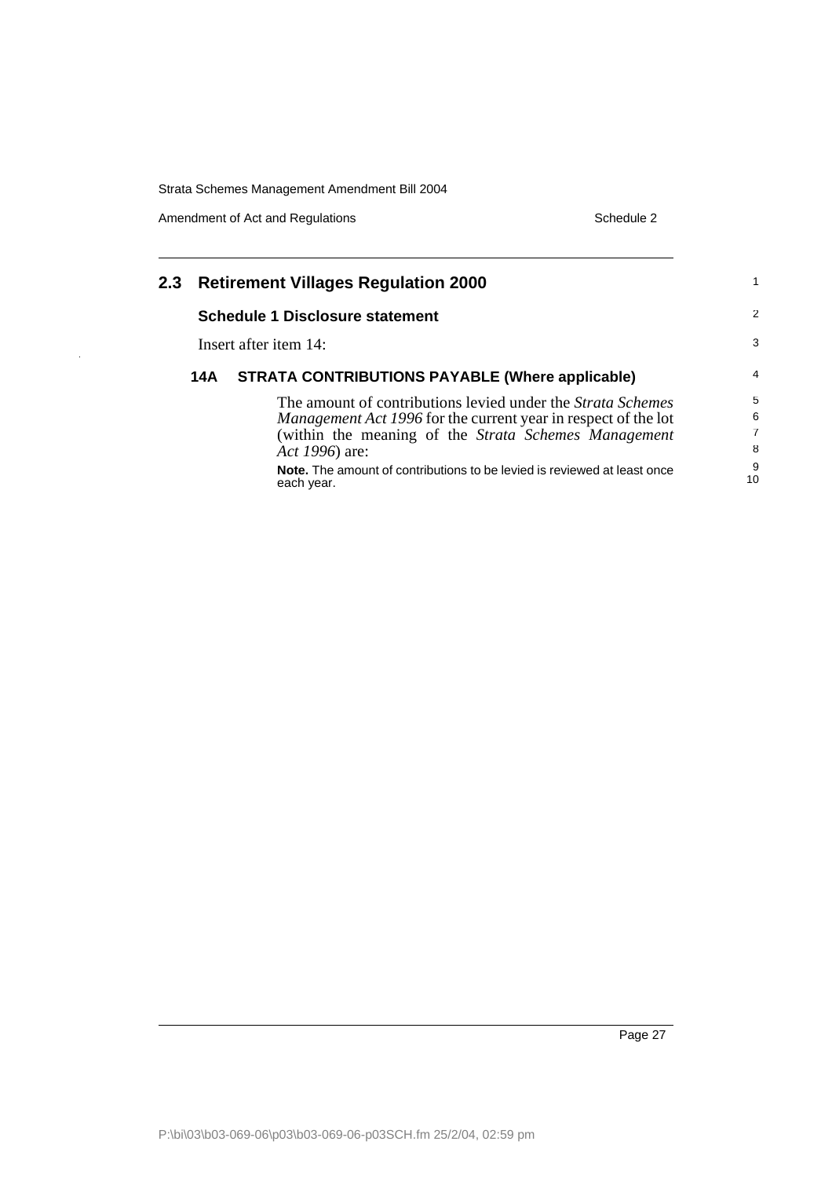## 2.3 Retirement Villages Regulation 2000

### Schedule 1 Disclosure statement

Insert after item 14:

### 14A STRATA CONTRIBUTIONS PAYABLE (Where applicable)

The amount of contributions levied under the *Strata Schemes Management Act 1996* for the current year in respect of the lot (within the meaning of the *Strata Schemes Management Act 1996*) are:

**Note.** The amount of contributions to be levied is reviewed at least once each year.